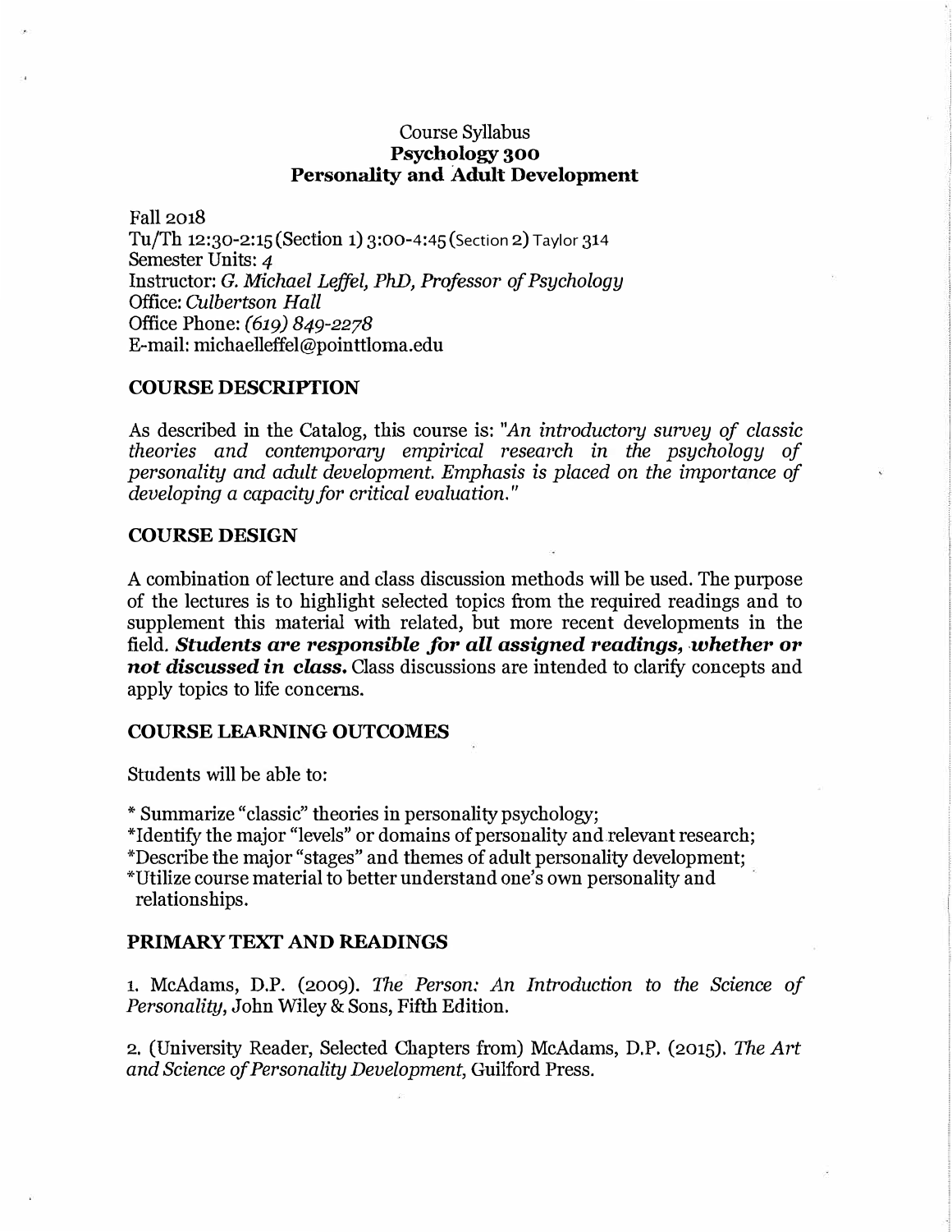# Course Syllabus
## Psychology 300
## Personality and Adult Development

Fall 2018
Tu/Th 12:30-2:15 (Section 1) 3:00-4:45 (Section 2) Taylor 314
Semester Units: *4*
Instructor: *G. Michael Leffel, PhD, Professor of Psychology*
Office: *Culbertson Hall*
Office Phone: *(619) 849-2278*
E-mail: michaelleffel@pointtloma.edu

## COURSE DESCRIPTION

As described in the Catalog, this course is: *"An introductory survey of classic theories and contemporary empirical research in the psychology of personality and adult development. Emphasis is placed on the importance of developing a capacity for critical evaluation."*

## COURSE DESIGN

A combination of lecture and class discussion methods will be used. The purpose of the lectures is to highlight selected topics from the required readings and to supplement this material with related, but more recent developments in the field. ***Students are responsible for all assigned readings, whether or not discussed in class.*** Class discussions are intended to clarify concepts and apply topics to life concerns.

## COURSE LEARNING OUTCOMES

Students will be able to:

* Summarize "classic" theories in personality psychology;
* Identify the major "levels" or domains of personality and relevant research;
* Describe the major "stages" and themes of adult personality development;
* Utilize course material to better understand one's own personality and relationships.

## PRIMARY TEXT AND READINGS

1. McAdams, D.P. (2009). *The Person: An Introduction to the Science of Personality*, John Wiley & Sons, Fifth Edition.

2. (University Reader, Selected Chapters from) McAdams, D.P. (2015). *The Art and Science of Personality Development*, Guilford Press.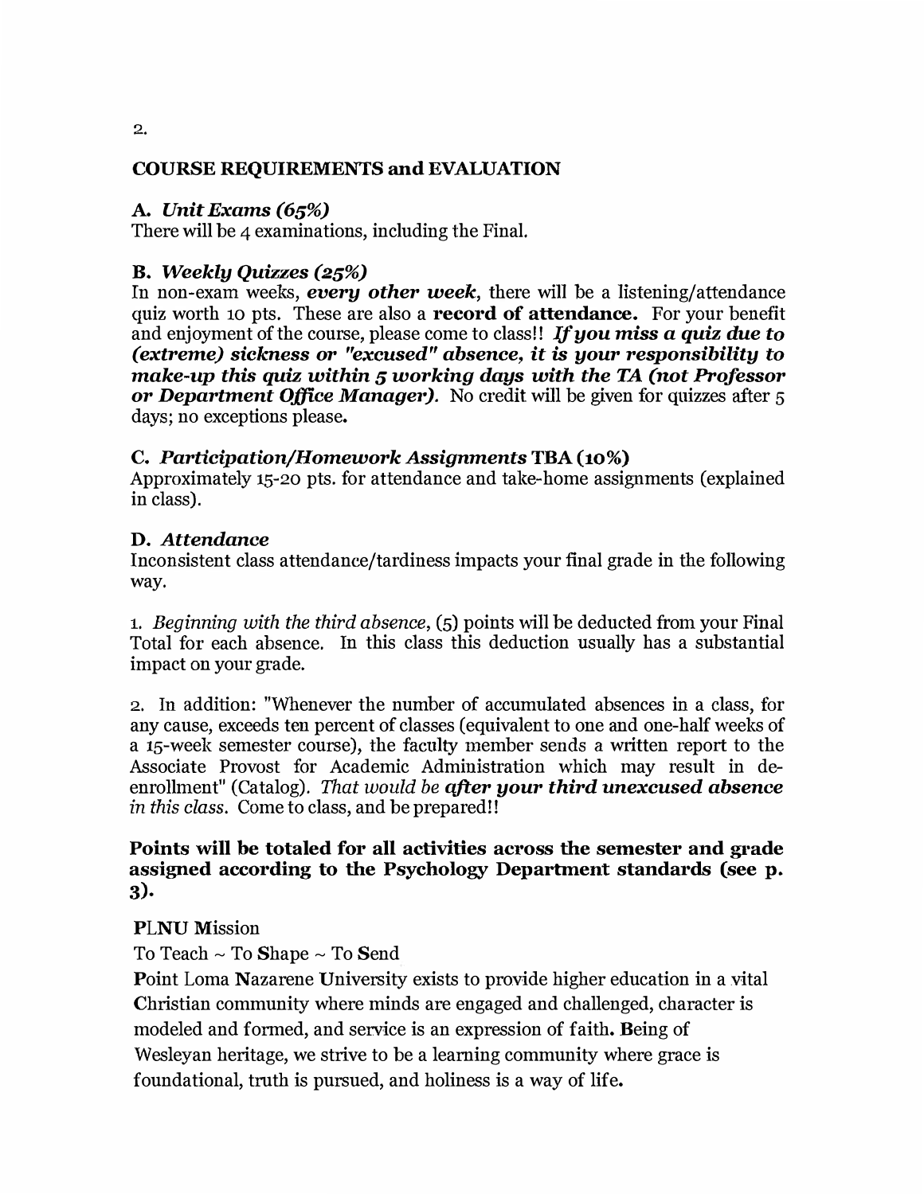## COURSE REQUIREMENTS and EVALUATION

### A. *Unit Exams (65%)*

There will be 4 examinations, including the Final.

### B. *Weekly Quizzes (25%)*

In non-exam weeks, ***every other week***, there will be a listening/attendance quiz worth 10 pts. These are also a **record of attendance.** For your benefit and enjoyment of the course, please come to class!! ***If you miss a quiz due to (extreme) sickness or "excused" absence, it is your responsibility to make-up this quiz within 5 working days with the TA (not Professor or Department Office Manager).*** No credit will be given for quizzes after 5 days; no exceptions please.

### C. *Participation/Homework Assignments* TBA (10%)

Approximately 15-20 pts. for attendance and take-home assignments (explained in class).

### D. *Attendance*

Inconsistent class attendance/tardiness impacts your final grade in the following way.

1. *Beginning with the third absence*, (5) points will be deducted from your Final Total for each absence. In this class this deduction usually has a substantial impact on your grade.

2. In addition: "Whenever the number of accumulated absences in a class, for any cause, exceeds ten percent of classes (equivalent to one and one-half weeks of a 15-week semester course), the faculty member sends a written report to the Associate Provost for Academic Administration which may result in de-enrollment" (Catalog). *That would be* ***after your third unexcused absence*** *in this class.* Come to class, and be prepared!!

**Points will be totaled for all activities across the semester and grade assigned according to the Psychology Department standards (see p. 3).**

**P**LNU **M**ission

To Teach ~ To **S**hape ~ To **S**end

**P**oint Loma **N**azarene **U**niversity exists to provide higher education in a vital **C**hristian community where minds are engaged and challenged, character is modeled and formed, and service is an expression of faith. **B**eing of Wesleyan heritage, we strive to be a learning community where grace is foundational, truth is pursued, and holiness is a way of life.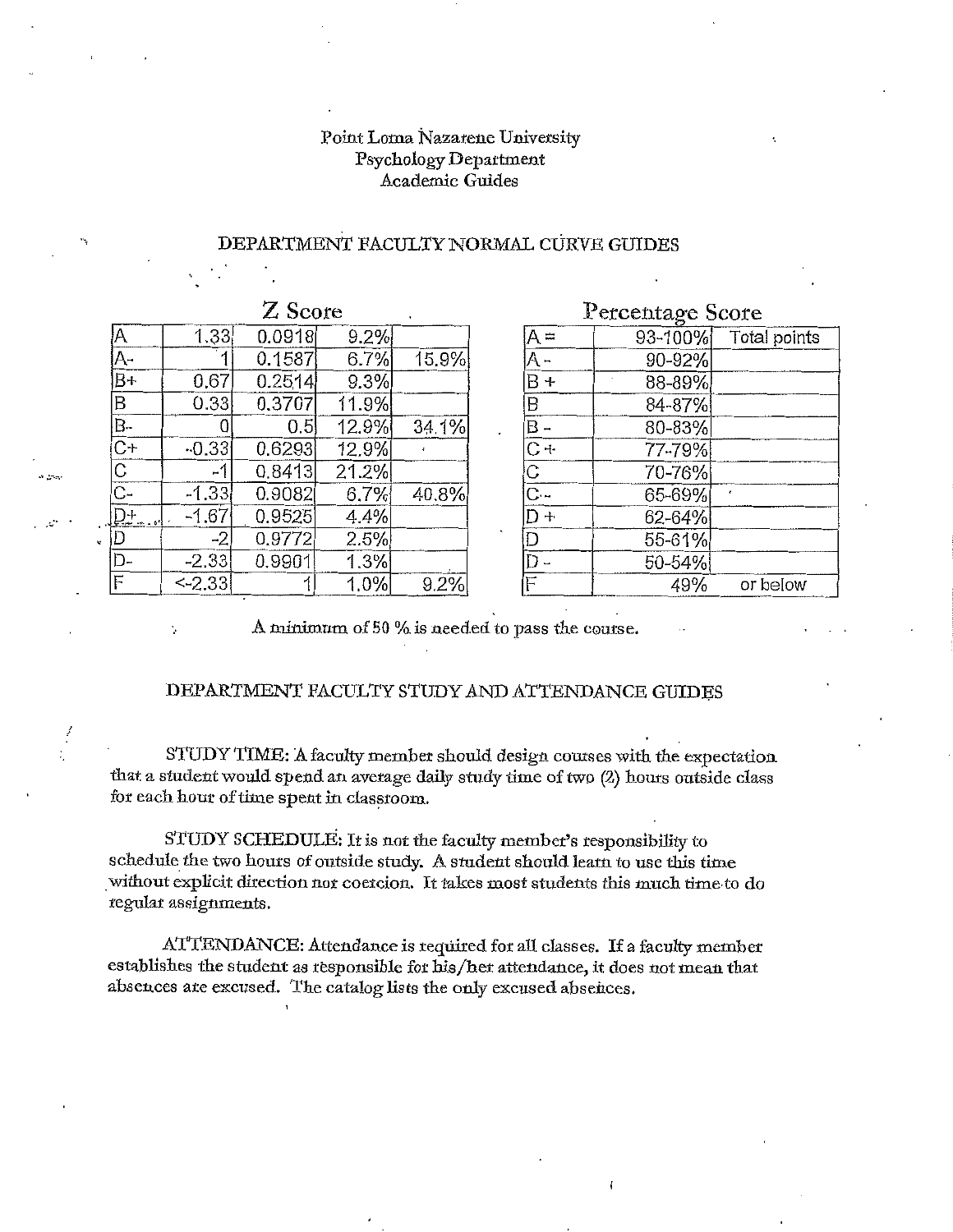Point Loma Nazarene University
Psychology Department
Academic Guides

## DEPARTMENT FACULTY NORMAL CURVE GUIDES

### Z Score

| | | | | |
|---|---|---|---|---|
| A | 1.33 | 0.0918 | 9.2% | |
| A- | 1 | 0.1587 | 6.7% | 15.9% |
| B+ | 0.67 | 0.2514 | 9.3% | |
| B | 0.33 | 0.3707 | 11.9% | |
| B- | 0 | 0.5 | 12.9% | 34.1% |
| C+ | -0.33 | 0.6293 | 12.9% | |
| C | -1 | 0.8413 | 21.2% | |
| C- | -1.33 | 0.9082 | 6.7% | 40.8% |
| D+ | -1.67 | 0.9525 | 4.4% | |
| D | -2 | 0.9772 | 2.5% | |
| D- | -2.33 | 0.9901 | 1.3% | |
| F | <-2.33 | 1 | 1.0% | 9.2% |

### Percentage Score

| | | |
|---|---|---|
| A = | 93-100% | Total points |
| A - | 90-92% | |
| B + | 88-89% | |
| B | 84-87% | |
| B - | 80-83% | |
| C + | 77-79% | |
| C | 70-76% | |
| C - | 65-69% | |
| D + | 62-64% | |
| D | 55-61% | |
| D - | 50-54% | |
| F | 49% | or below |

A minimum of 50 % is needed to pass the course.

## DEPARTMENT FACULTY STUDY AND ATTENDANCE GUIDES

STUDY TIME: A faculty member should design courses with the expectation that a student would spend an average daily study time of two (2) hours outside class for each hour of time spent in classroom.

STUDY SCHEDULE: It is not the faculty member's responsibility to schedule the two hours of outside study. A student should learn to use this time without explicit direction nor coercion. It takes most students this much time to do regular assignments.

ATTENDANCE: Attendance is required for all classes. If a faculty member establishes the student as responsible for his/her attendance, it does not mean that absences are excused. The catalog lists the only excused absences.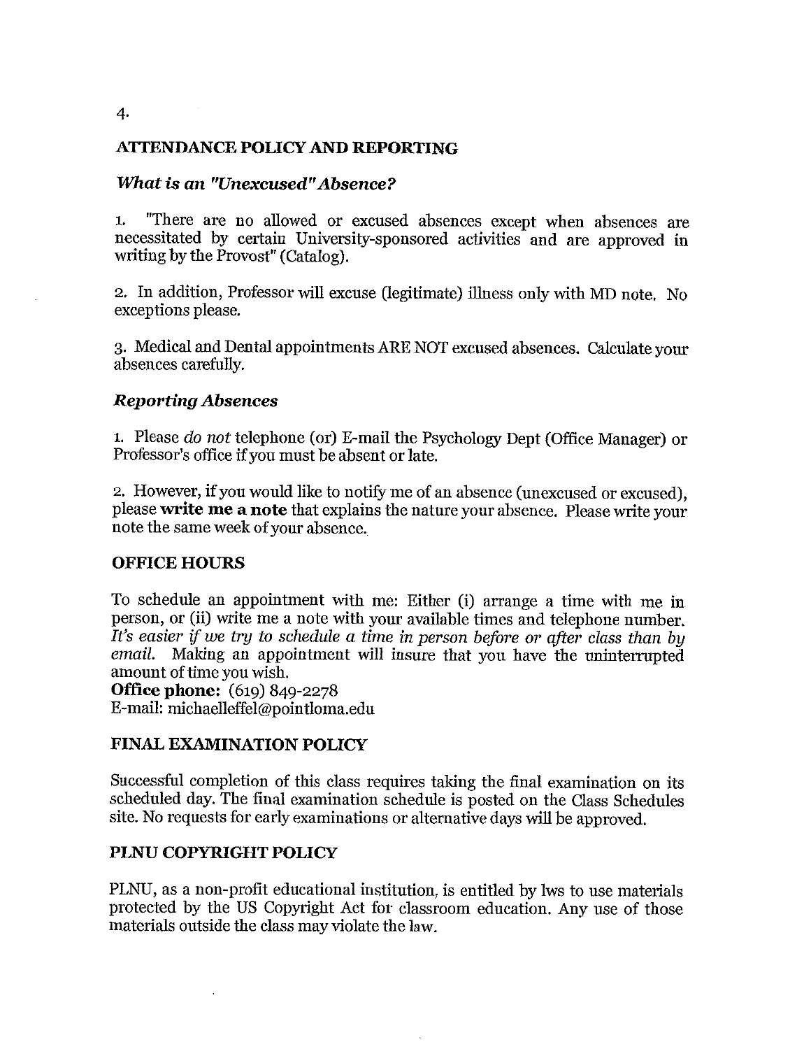## ATTENDANCE POLICY AND REPORTING

### *What is an "Unexcused" Absence?*

1. "There are no allowed or excused absences except when absences are necessitated by certain University-sponsored activities and are approved in writing by the Provost" (Catalog).

2. In addition, Professor will excuse (legitimate) illness only with MD note. No exceptions please.

3. Medical and Dental appointments ARE NOT excused absences. Calculate your absences carefully.

### *Reporting Absences*

1. Please *do not* telephone (or) E-mail the Psychology Dept (Office Manager) or Professor's office if you must be absent or late.

2. However, if you would like to notify me of an absence (unexcused or excused), please **write me a note** that explains the nature your absence. Please write your note the same week of your absence.

## OFFICE HOURS

To schedule an appointment with me: Either (i) arrange a time with me in person, or (ii) write me a note with your available times and telephone number. *It's easier if we try to schedule a time in person before or after class than by email.* Making an appointment will insure that you have the uninterrupted amount of time you wish.

**Office phone:** (619) 849-2278
E-mail: michaelleffel@pointloma.edu

## FINAL EXAMINATION POLICY

Successful completion of this class requires taking the final examination on its scheduled day. The final examination schedule is posted on the Class Schedules site. No requests for early examinations or alternative days will be approved.

## PLNU COPYRIGHT POLICY

PLNU, as a non-profit educational institution, is entitled by lws to use materials protected by the US Copyright Act for classroom education. Any use of those materials outside the class may violate the law.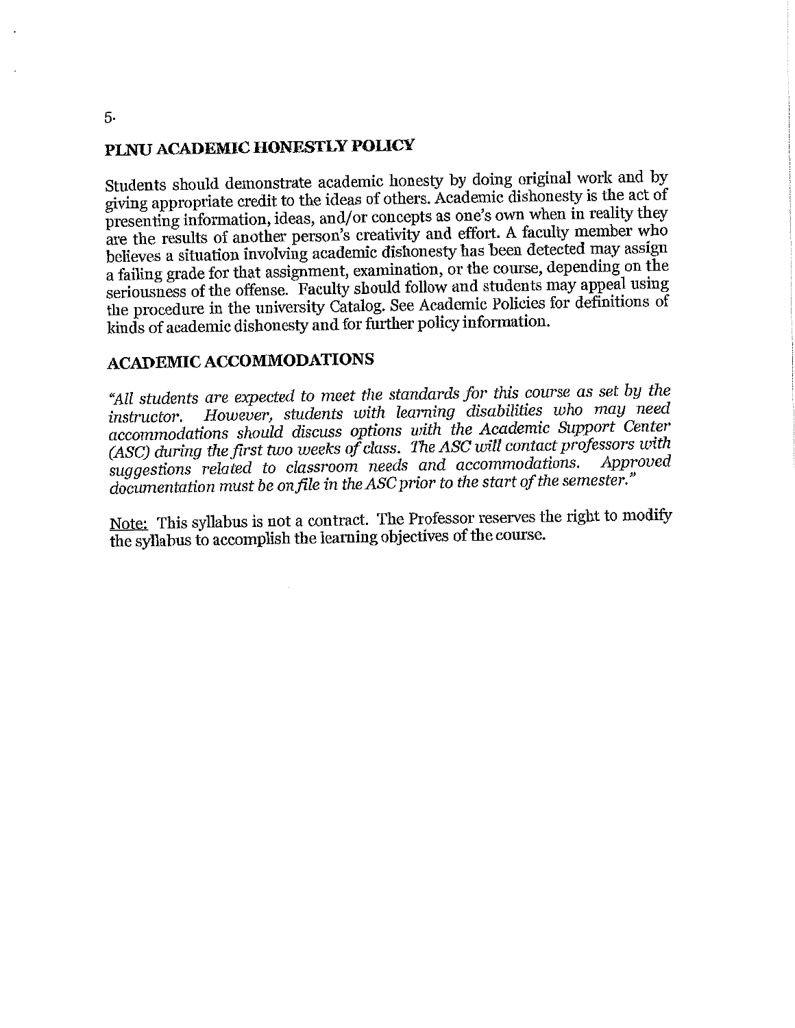## PLNU ACADEMIC HONESTLY POLICY

Students should demonstrate academic honesty by doing original work and by giving appropriate credit to the ideas of others. Academic dishonesty is the act of presenting information, ideas, and/or concepts as one's own when in reality they are the results of another person's creativity and effort. A faculty member who believes a situation involving academic dishonesty has been detected may assign a failing grade for that assignment, examination, or the course, depending on the seriousness of the offense. Faculty should follow and students may appeal using the procedure in the university Catalog. See Academic Policies for definitions of kinds of academic dishonesty and for further policy information.

## ACADEMIC ACCOMMODATIONS

*"All students are expected to meet the standards for this course as set by the instructor. However, students with learning disabilities who may need accommodations should discuss options with the Academic Support Center (ASC) during the first two weeks of class. The ASC will contact professors with suggestions related to classroom needs and accommodations. Approved documentation must be on file in the ASC prior to the start of the semester."*

Note: This syllabus is not a contract. The Professor reserves the right to modify the syllabus to accomplish the learning objectives of the course.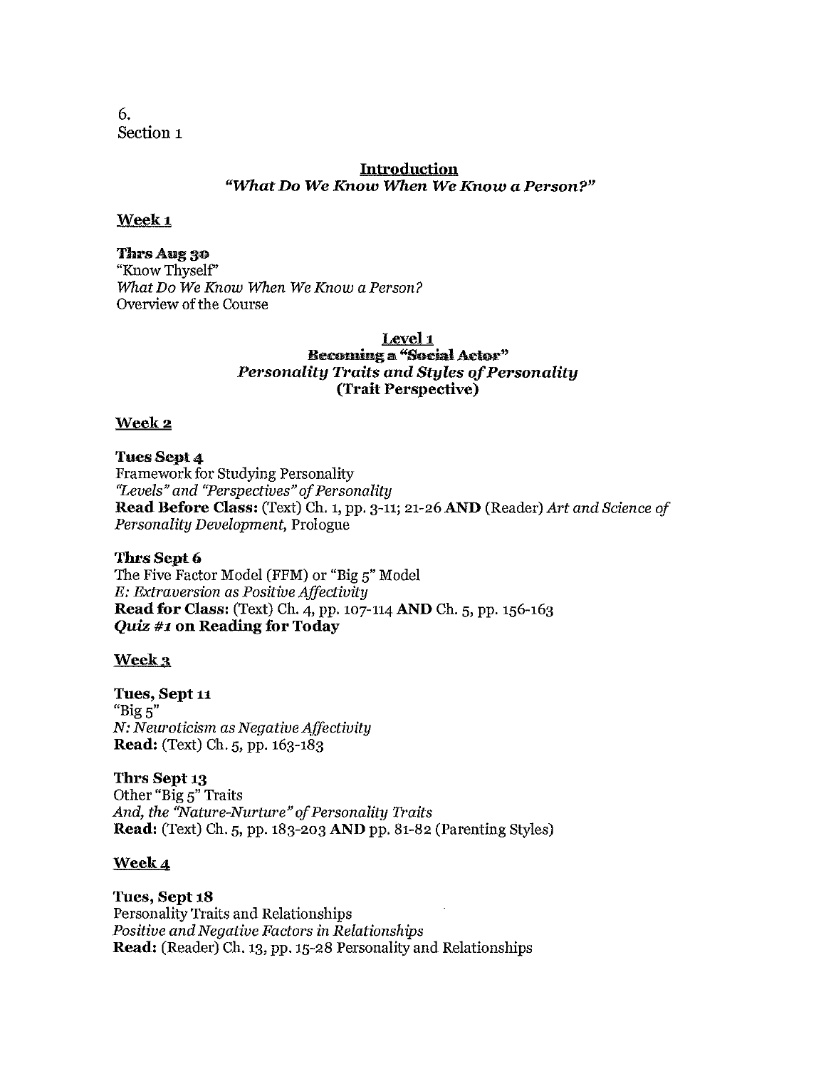6.
Section 1

## Introduction
### *"What Do We Know When We Know a Person?"*

**Week 1**

**Thrs Aug 30**
"Know Thyself"
*What Do We Know When We Know a Person?*
Overview of the Course

## Level 1
### Becoming a "Social Actor"
### *Personality Traits and Styles of Personality*
### (Trait Perspective)

**Week 2**

**Tues Sept 4**
Framework for Studying Personality
*"Levels" and "Perspectives" of Personality*
**Read Before Class:** (Text) Ch. 1, pp. 3-11; 21-26 **AND** (Reader) *Art and Science of Personality Development,* Prologue

**Thrs Sept 6**
The Five Factor Model (FFM) or "Big 5" Model
*E: Extraversion as Positive Affectivity*
**Read for Class:** (Text) Ch. 4, pp. 107-114 **AND** Ch. 5, pp. 156-163
***Quiz #1* on Reading for Today**

**Week 3**

**Tues, Sept 11**
"Big 5"
*N: Neuroticism as Negative Affectivity*
**Read:** (Text) Ch. 5, pp. 163-183

**Thrs Sept 13**
Other "Big 5" Traits
*And, the "Nature-Nurture" of Personality Traits*
**Read:** (Text) Ch. 5, pp. 183-203 **AND** pp. 81-82 (Parenting Styles)

**Week 4**

**Tues, Sept 18**
Personality Traits and Relationships
*Positive and Negative Factors in Relationships*
**Read:** (Reader) Ch. 13, pp. 15-28 Personality and Relationships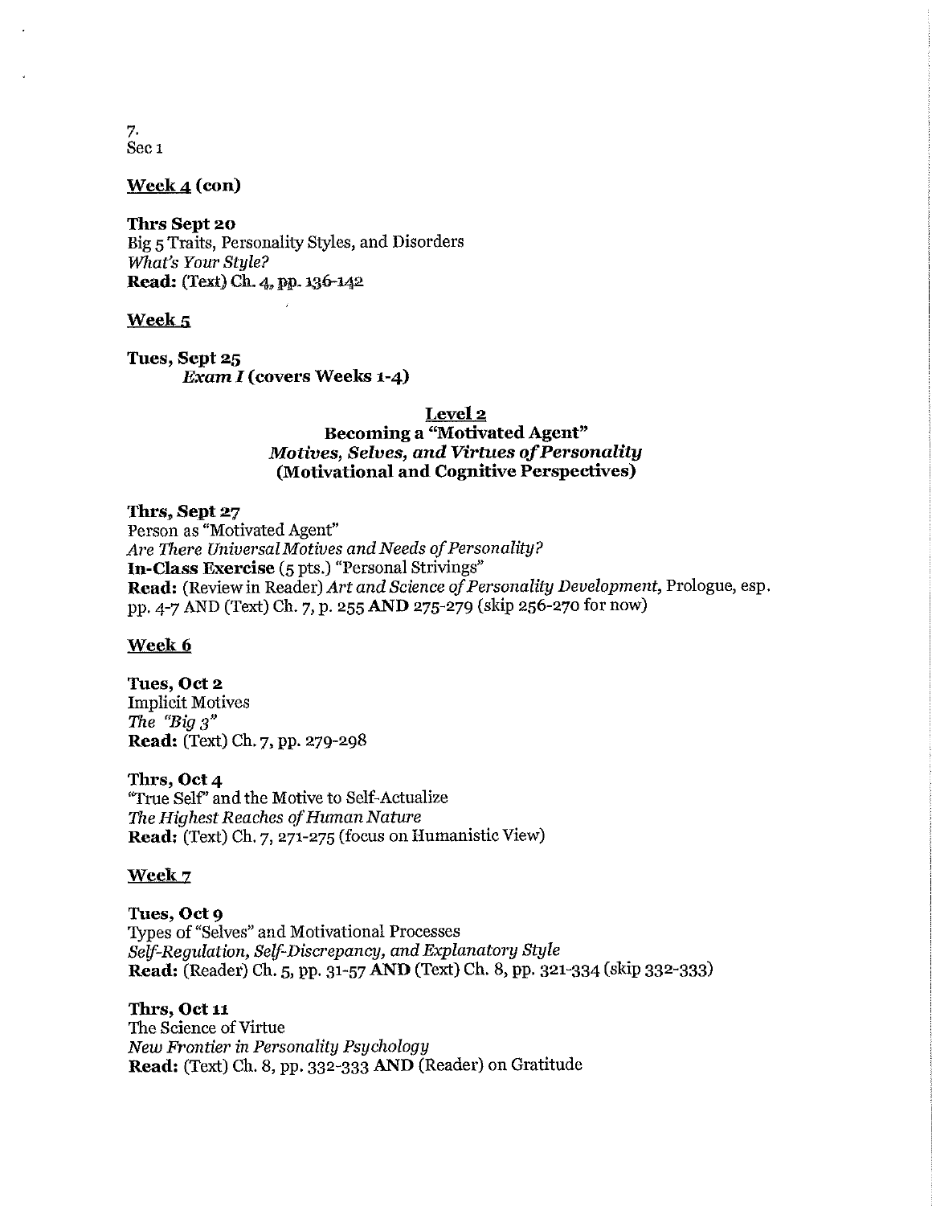Sec 1

**Week 4 (con)**

**Thrs Sept 20**
Big 5 Traits, Personality Styles, and Disorders
*What's Your Style?*
**Read:** (Text) Ch. 4, pp. 136-142

**Week 5**

**Tues, Sept 25**
*Exam I* **(covers Weeks 1-4)**

## Level 2
## Becoming a "Motivated Agent"
## *Motives, Selves, and Virtues of Personality*
## (Motivational and Cognitive Perspectives)

**Thrs, Sept 27**
Person as "Motivated Agent"
*Are There Universal Motives and Needs of Personality?*
**In-Class Exercise** (5 pts.) "Personal Strivings"
**Read:** (Review in Reader) *Art and Science of Personality Development,* Prologue, esp. pp. 4-7 AND (Text) Ch. 7, p. 255 **AND** 275-279 (skip 256-270 for now)

**Week 6**

**Tues, Oct 2**
Implicit Motives
*The "Big 3"*
**Read:** (Text) Ch. 7, pp. 279-298

**Thrs, Oct 4**
"True Self" and the Motive to Self-Actualize
*The Highest Reaches of Human Nature*
**Read:** (Text) Ch. 7, 271-275 (focus on Humanistic View)

**Week 7**

**Tues, Oct 9**
Types of "Selves" and Motivational Processes
*Self-Regulation, Self-Discrepancy, and Explanatory Style*
**Read:** (Reader) Ch. 5, pp. 31-57 **AND** (Text) Ch. 8, pp. 321-334 (skip 332-333)

**Thrs, Oct 11**
The Science of Virtue
*New Frontier in Personality Psychology*
**Read:** (Text) Ch. 8, pp. 332-333 **AND** (Reader) on Gratitude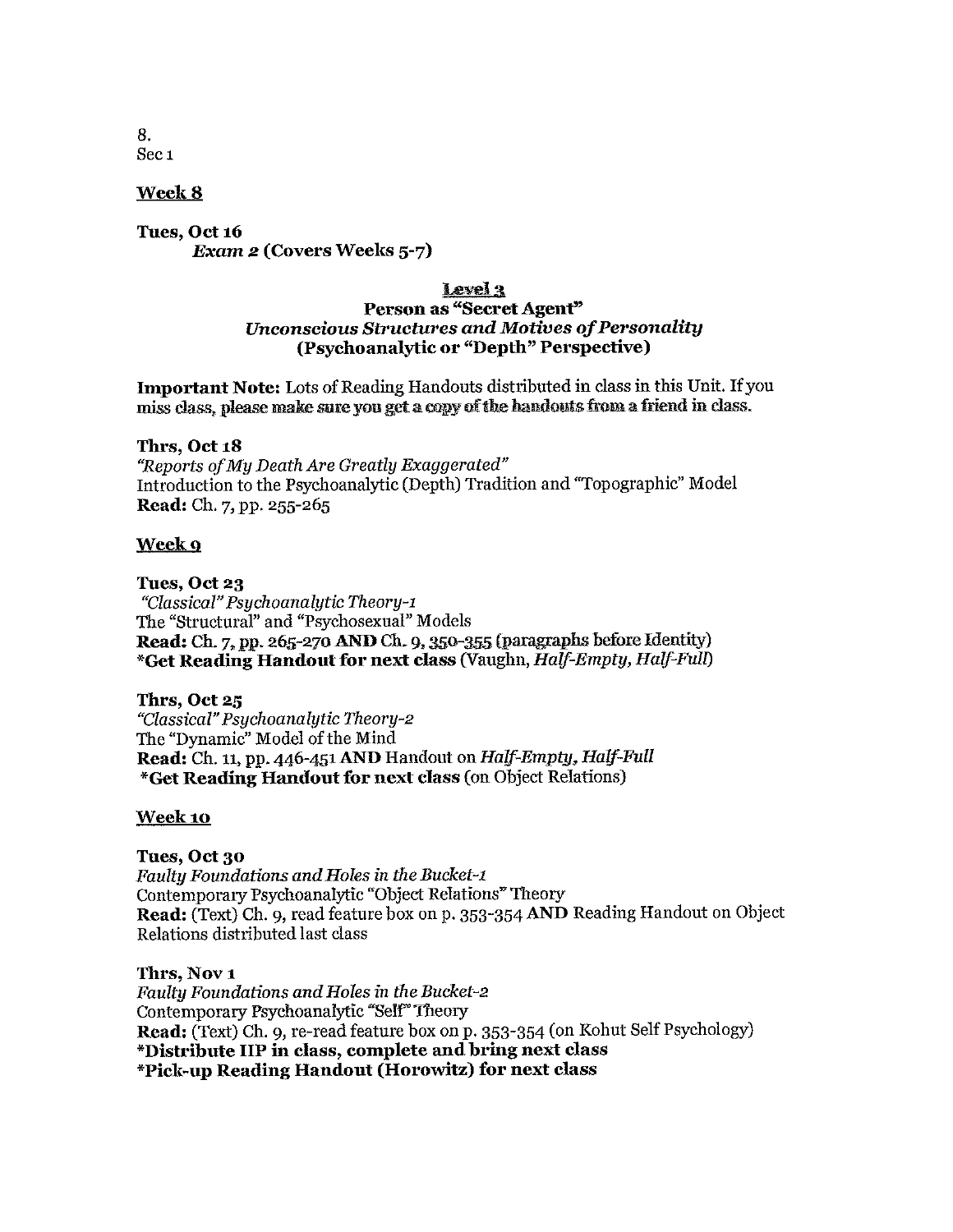8.
Sec 1

**Week 8**

**Tues, Oct 16**
*Exam 2* **(Covers Weeks 5-7)**

**Level 3**
**Person as "Secret Agent"**
***Unconscious Structures and Motives of Personality***
**(Psychoanalytic or "Depth" Perspective)**

**Important Note:** Lots of Reading Handouts distributed in class in this Unit. If you miss class, please make sure you get a copy of the handouts from a friend in class.

**Thrs, Oct 18**
*"Reports of My Death Are Greatly Exaggerated"*
Introduction to the Psychoanalytic (Depth) Tradition and "Topographic" Model
**Read:** Ch. 7, pp. 255-265

**Week 9**

**Tues, Oct 23**
*"Classical" Psychoanalytic Theory-1*
The "Structural" and "Psychosexual" Models
**Read:** Ch. 7, pp. 265-270 **AND** Ch. 9, 350-355 (paragraphs before Identity)
**\*Get Reading Handout for next class** (Vaughn, *Half-Empty, Half-Full*)

**Thrs, Oct 25**
*"Classical" Psychoanalytic Theory-2*
The "Dynamic" Model of the Mind
**Read:** Ch. 11, pp. 446-451 **AND** Handout on *Half-Empty, Half-Full*
**\*Get Reading Handout for next class** (on Object Relations)

**Week 10**

**Tues, Oct 30**
*Faulty Foundations and Holes in the Bucket-1*
Contemporary Psychoanalytic "Object Relations" Theory
**Read:** (Text) Ch. 9, read feature box on p. 353-354 **AND** Reading Handout on Object Relations distributed last class

**Thrs, Nov 1**
*Faulty Foundations and Holes in the Bucket-2*
Contemporary Psychoanalytic "Self" Theory
**Read:** (Text) Ch. 9, re-read feature box on p. 353-354 (on Kohut Self Psychology)
**\*Distribute IIP in class, complete and bring next class**
**\*Pick-up Reading Handout (Horowitz) for next class**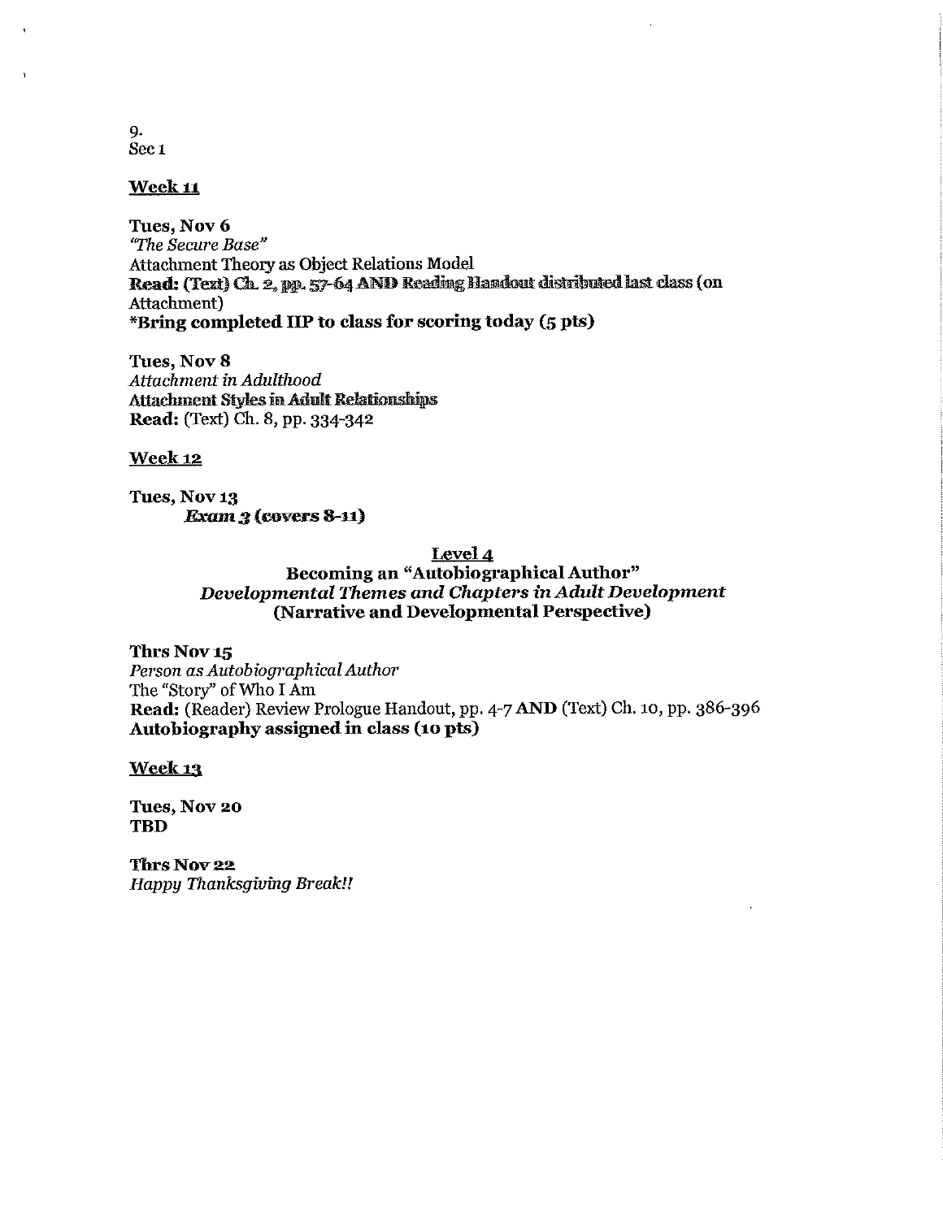9.
Sec 1

**Week 11**

**Tues, Nov 6**
*"The Secure Base"*
Attachment Theory as Object Relations Model
**Read: (Text) Ch. 2, pp. 57-64 AND Reading Handout distributed last class** (on Attachment)
***Bring completed IIP to class for scoring today (5 pts)**

**Tues, Nov 8**
*Attachment in Adulthood*
**Attachment Styles in Adult Relationships**
**Read:** (Text) Ch. 8, pp. 334-342

**Week 12**

**Tues, Nov 13**
***Exam 3* (covers 8-11)**

## Level 4
## Becoming an "Autobiographical Author"
## *Developmental Themes and Chapters in Adult Development*
## (Narrative and Developmental Perspective)

**Thrs Nov 15**
*Person as Autobiographical Author*
The "Story" of Who I Am
**Read:** (Reader) Review Prologue Handout, pp. 4-7 **AND** (Text) Ch. 10, pp. 386-396
**Autobiography assigned in class (10 pts)**

**Week 13**

**Tues, Nov 20**
**TBD**

**Thrs Nov 22**
*Happy Thanksgiving Break!!*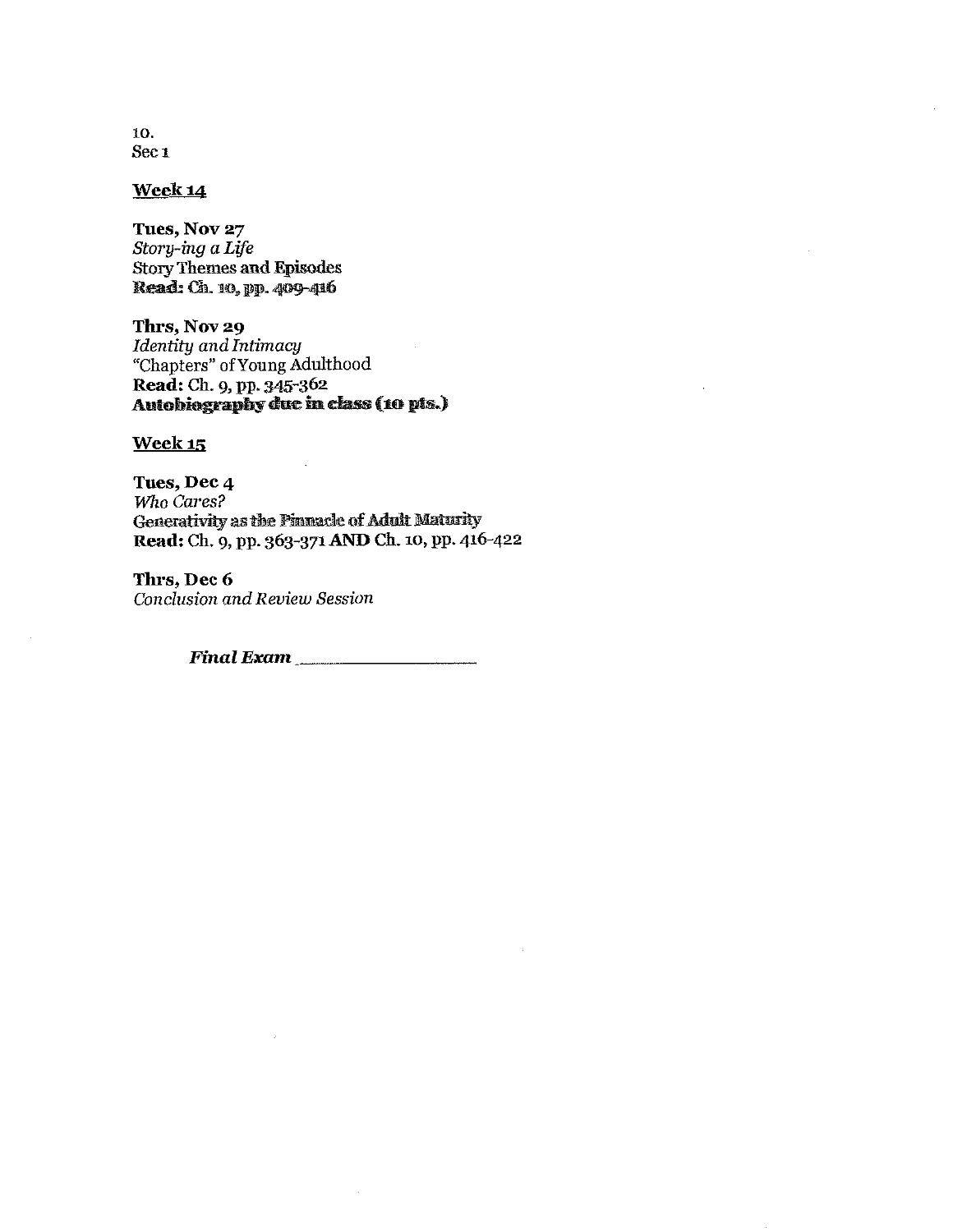10.
Sec 1

**Week 14**

**Tues, Nov 27**
*Story-ing a Life*
Story Themes and Episodes
**Read: Ch. 10, pp. 409-416**

**Thrs, Nov 29**
*Identity and Intimacy*
"Chapters" of Young Adulthood
**Read:** Ch. 9, pp. 345-362
**Autobiography due in class (10 pts.)**

**Week 15**

**Tues, Dec 4**
*Who Cares?*
Generativity as the Pinnacle of Adult Maturity
**Read:** Ch. 9, pp. 363-371 **AND** Ch. 10, pp. 416-422

**Thrs, Dec 6**
*Conclusion and Review Session*

***Final Exam*** ___________________